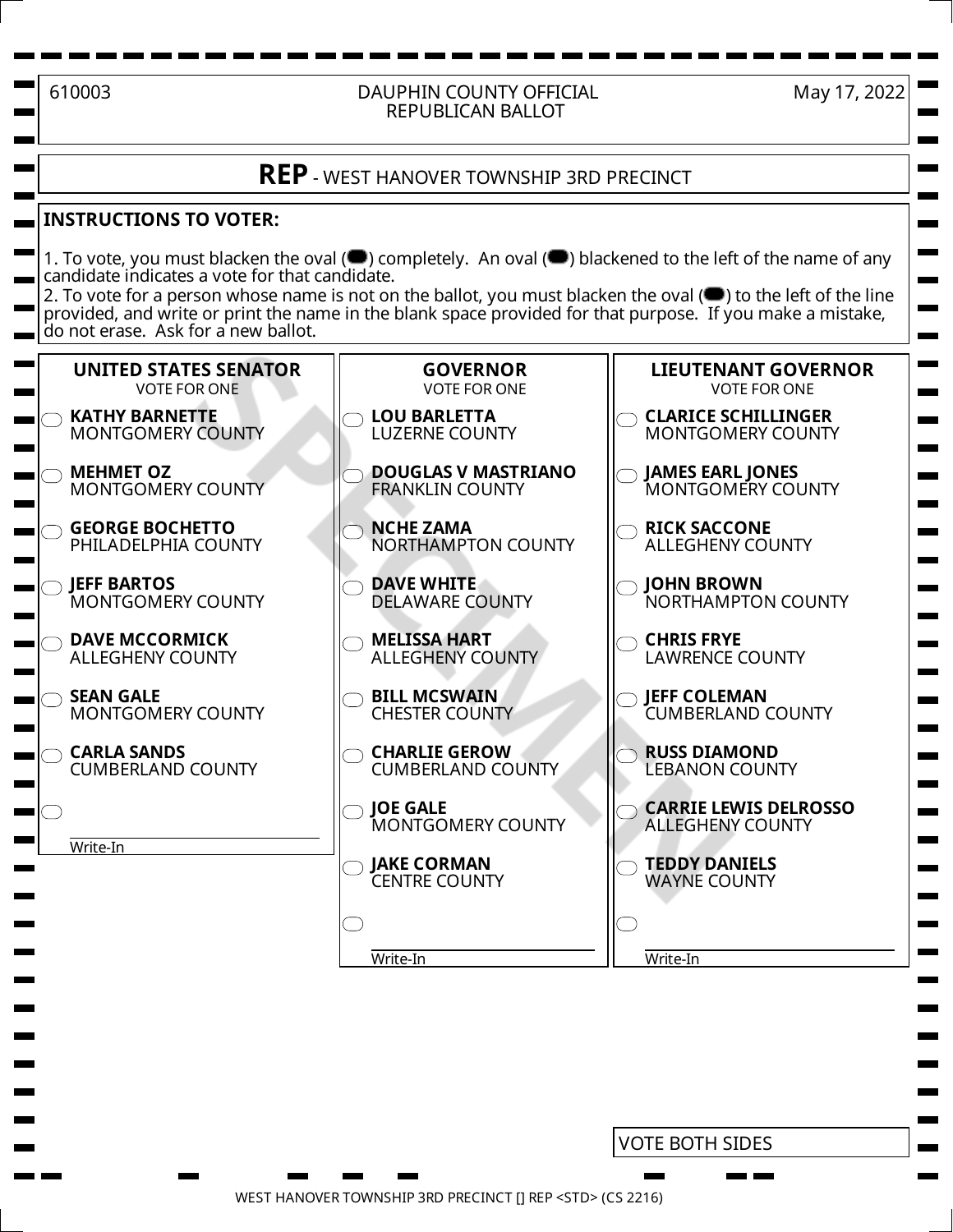610003 | DAUPHIN COUNTY OFFICIAL REPUBLICAN BALLOT | May 17, 2022

# REP - WEST HANOVER TOWNSHIP 3RD PRECINCT

**INSTRUCTIONS TO VOTER:**

1. To vote, you must blacken the oval (⬬) completely. An oval (⬬) blackened to the left of the name of any candidate indicates a vote for that candidate.
2. To vote for a person whose name is not on the ballot, you must blacken the oval (⬬) to the left of the line provided, and write or print the name in the blank space provided for that purpose. If you make a mistake, do not erase. Ask for a new ballot.

## UNITED STATES SENATOR
VOTE FOR ONE

- **KATHY BARNETTE** MONTGOMERY COUNTY
- **MEHMET OZ** MONTGOMERY COUNTY
- **GEORGE BOCHETTO** PHILADELPHIA COUNTY
- **JEFF BARTOS** MONTGOMERY COUNTY
- **DAVE MCCORMICK** ALLEGHENY COUNTY
- **SEAN GALE** MONTGOMERY COUNTY
- **CARLA SANDS** CUMBERLAND COUNTY
- Write-In

## GOVERNOR
VOTE FOR ONE

- **LOU BARLETTA** LUZERNE COUNTY
- **DOUGLAS V MASTRIANO** FRANKLIN COUNTY
- **NCHE ZAMA** NORTHAMPTON COUNTY
- **DAVE WHITE** DELAWARE COUNTY
- **MELISSA HART** ALLEGHENY COUNTY
- **BILL MCSWAIN** CHESTER COUNTY
- **CHARLIE GEROW** CUMBERLAND COUNTY
- **JOE GALE** MONTGOMERY COUNTY
- **JAKE CORMAN** CENTRE COUNTY
- Write-In

## LIEUTENANT GOVERNOR
VOTE FOR ONE

- **CLARICE SCHILLINGER** MONTGOMERY COUNTY
- **JAMES EARL JONES** MONTGOMERY COUNTY
- **RICK SACCONE** ALLEGHENY COUNTY
- **JOHN BROWN** NORTHAMPTON COUNTY
- **CHRIS FRYE** LAWRENCE COUNTY
- **JEFF COLEMAN** CUMBERLAND COUNTY
- **RUSS DIAMOND** LEBANON COUNTY
- **CARRIE LEWIS DELROSSO** ALLEGHENY COUNTY
- **TEDDY DANIELS** WAYNE COUNTY
- Write-In

VOTE BOTH SIDES

WEST HANOVER TOWNSHIP 3RD PRECINCT [] REP <STD> (CS 2216)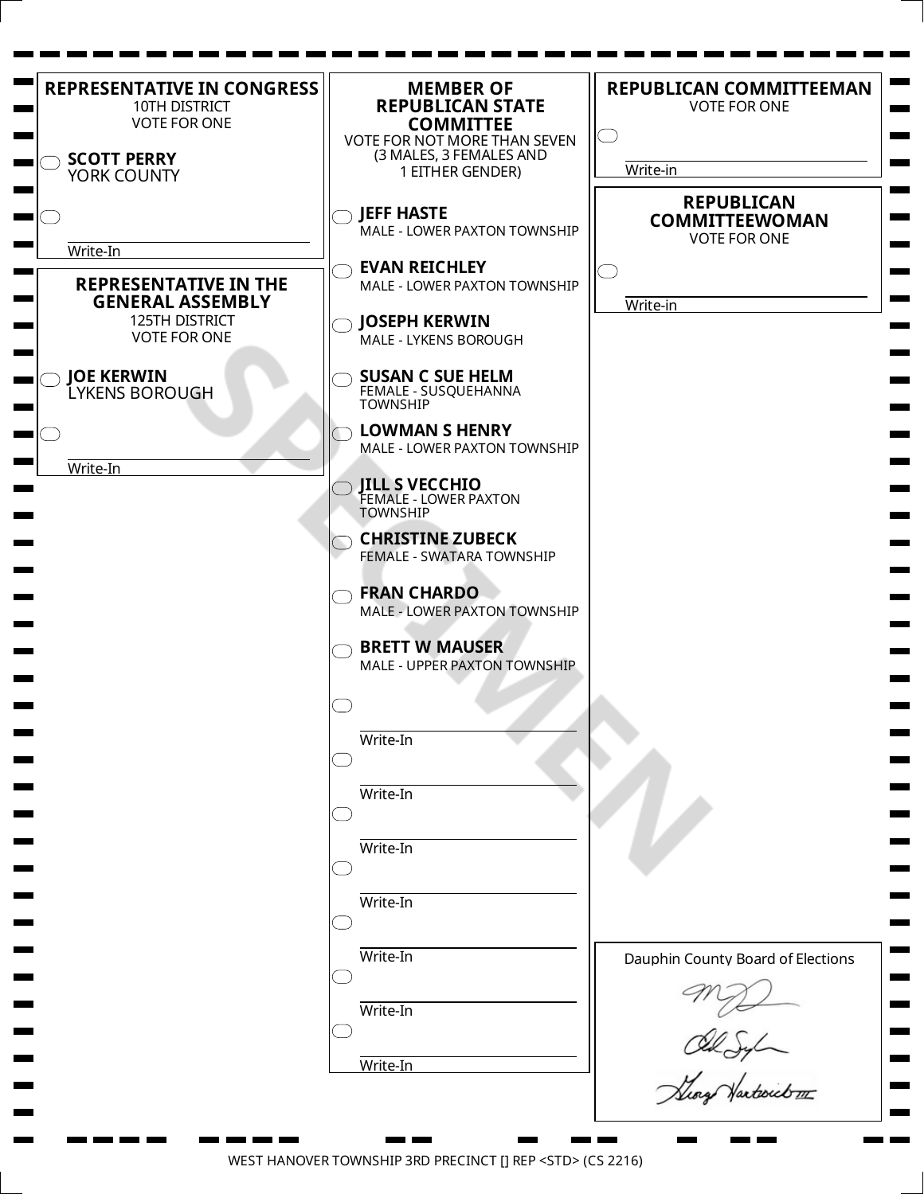## REPRESENTATIVE IN CONGRESS
10TH DISTRICT
VOTE FOR ONE

- **SCOTT PERRY**
  YORK COUNTY
- Write-In

## REPRESENTATIVE IN THE GENERAL ASSEMBLY
125TH DISTRICT
VOTE FOR ONE

- **JOE KERWIN**
  LYKENS BOROUGH
- Write-In

## MEMBER OF REPUBLICAN STATE COMMITTEE
VOTE FOR NOT MORE THAN SEVEN
(3 MALES, 3 FEMALES AND 1 EITHER GENDER)

- **JEFF HASTE**
  MALE - LOWER PAXTON TOWNSHIP
- **EVAN REICHLEY**
  MALE - LOWER PAXTON TOWNSHIP
- **JOSEPH KERWIN**
  MALE - LYKENS BOROUGH
- **SUSAN C SUE HELM**
  FEMALE - SUSQUEHANNA TOWNSHIP
- **LOWMAN S HENRY**
  MALE - LOWER PAXTON TOWNSHIP
- **JILL S VECCHIO**
  FEMALE - LOWER PAXTON TOWNSHIP
- **CHRISTINE ZUBECK**
  FEMALE - SWATARA TOWNSHIP
- **FRAN CHARDO**
  MALE - LOWER PAXTON TOWNSHIP
- **BRETT W MAUSER**
  MALE - UPPER PAXTON TOWNSHIP
- Write-In
- Write-In
- Write-In
- Write-In
- Write-In
- Write-In
- Write-In

## REPUBLICAN COMMITTEEMAN
VOTE FOR ONE

- Write-in

## REPUBLICAN COMMITTEEWOMAN
VOTE FOR ONE

- Write-in

Dauphin County Board of Elections

SPECIMEN

WEST HANOVER TOWNSHIP 3RD PRECINCT [] REP <STD> (CS 2216)